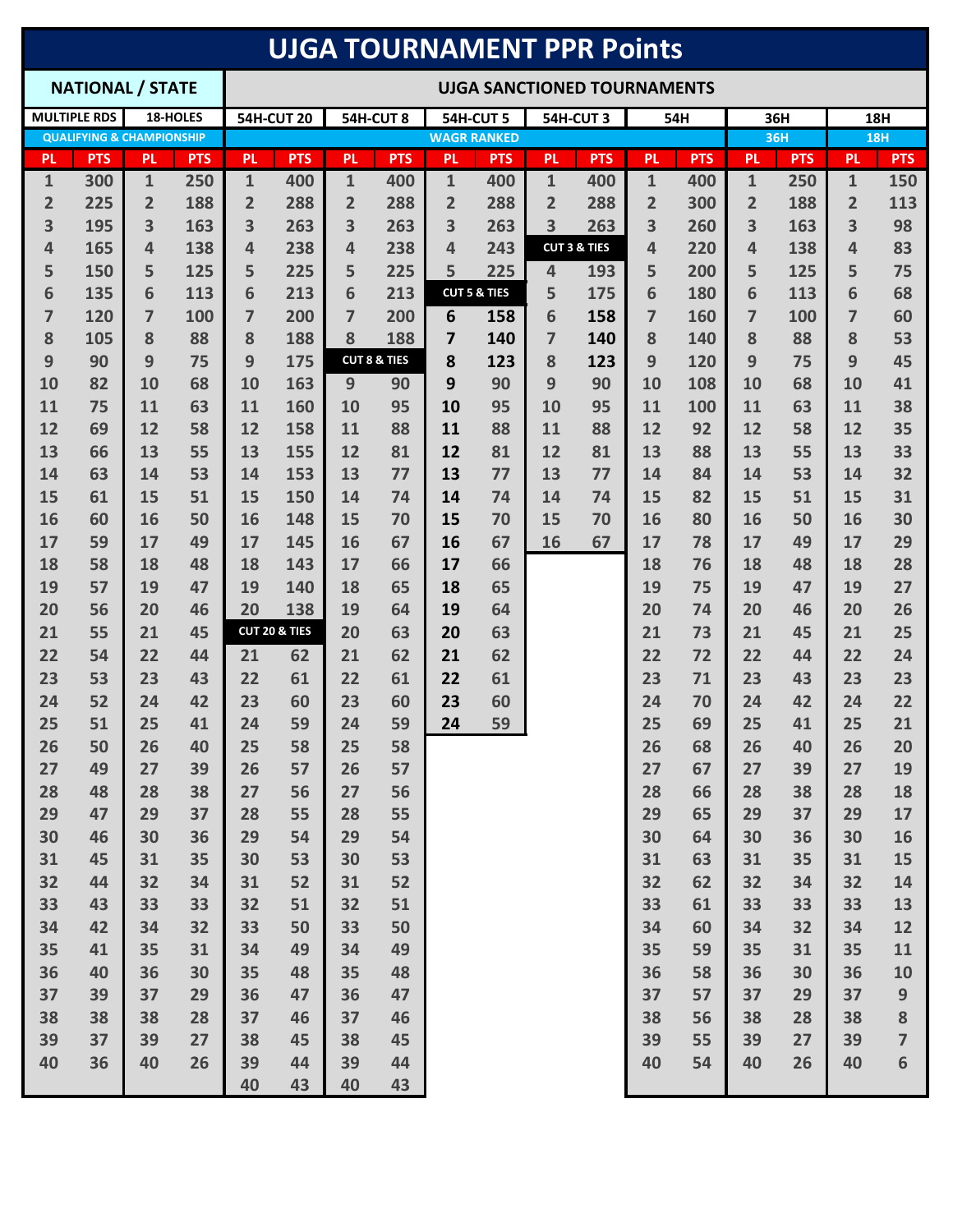# UJGA TOURNAMENT PPR Points

| NATIONAL / STATE | | | | UJGA SANCTIONED TOURNAMENTS | | | | | | | | | | | | | |
|---|---|---|---|---|---|---|---|---|---|---|---|---|---|---|---|---|---|
| MULTIPLE RDS | | 18-HOLES | | 54H-CUT 20 | | 54H-CUT 8 | | 54H-CUT 5 | | 54H-CUT 3 | | 54H | | 36H | | 18H | |
| QUALIFYING & CHAMPIONSHIP | | | | WAGR RANKED | | | | | | | | | | 36H | | 18H | |
| PL | PTS | PL | PTS | PL | PTS | PL | PTS | PL | PTS | PL | PTS | PL | PTS | PL | PTS | PL | PTS |
| 1 | 300 | 1 | 250 | 1 | 400 | 1 | 400 | 1 | 400 | 1 | 400 | 1 | 400 | 1 | 250 | 1 | 150 |
| 2 | 225 | 2 | 188 | 2 | 288 | 2 | 288 | 2 | 288 | 2 | 288 | 2 | 300 | 2 | 188 | 2 | 113 |
| 3 | 195 | 3 | 163 | 3 | 263 | 3 | 263 | 3 | 263 | 3 | 263 | 3 | 260 | 3 | 163 | 3 | 98 |
| 4 | 165 | 4 | 138 | 4 | 238 | 4 | 238 | 4 | 243 | CUT 3 & TIES | | 4 | 220 | 4 | 138 | 4 | 83 |
| 5 | 150 | 5 | 125 | 5 | 225 | 5 | 225 | 5 | 225 | 4 | 193 | 5 | 200 | 5 | 125 | 5 | 75 |
| 6 | 135 | 6 | 113 | 6 | 213 | 6 | 213 | CUT 5 & TIES | | 5 | 175 | 6 | 180 | 6 | 113 | 6 | 68 |
| 7 | 120 | 7 | 100 | 7 | 200 | 7 | 200 | 6 | 158 | 6 | 158 | 7 | 160 | 7 | 100 | 7 | 60 |
| 8 | 105 | 8 | 88 | 8 | 188 | 8 | 188 | 7 | 140 | 7 | 140 | 8 | 140 | 8 | 88 | 8 | 53 |
| 9 | 90 | 9 | 75 | 9 | 175 | CUT 8 & TIES | | 8 | 123 | 8 | 123 | 9 | 120 | 9 | 75 | 9 | 45 |
| 10 | 82 | 10 | 68 | 10 | 163 | 9 | 90 | 9 | 90 | 9 | 90 | 10 | 108 | 10 | 68 | 10 | 41 |
| 11 | 75 | 11 | 63 | 11 | 160 | 10 | 95 | 10 | 95 | 10 | 95 | 11 | 100 | 11 | 63 | 11 | 38 |
| 12 | 69 | 12 | 58 | 12 | 158 | 11 | 88 | 11 | 88 | 11 | 88 | 12 | 92 | 12 | 58 | 12 | 35 |
| 13 | 66 | 13 | 55 | 13 | 155 | 12 | 81 | 12 | 81 | 12 | 81 | 13 | 88 | 13 | 55 | 13 | 33 |
| 14 | 63 | 14 | 53 | 14 | 153 | 13 | 77 | 13 | 77 | 13 | 77 | 14 | 84 | 14 | 53 | 14 | 32 |
| 15 | 61 | 15 | 51 | 15 | 150 | 14 | 74 | 14 | 74 | 14 | 74 | 15 | 82 | 15 | 51 | 15 | 31 |
| 16 | 60 | 16 | 50 | 16 | 148 | 15 | 70 | 15 | 70 | 15 | 70 | 16 | 80 | 16 | 50 | 16 | 30 |
| 17 | 59 | 17 | 49 | 17 | 145 | 16 | 67 | 16 | 67 | 16 | 67 | 17 | 78 | 17 | 49 | 17 | 29 |
| 18 | 58 | 18 | 48 | 18 | 143 | 17 | 66 | 17 | 66 | | | 18 | 76 | 18 | 48 | 18 | 28 |
| 19 | 57 | 19 | 47 | 19 | 140 | 18 | 65 | 18 | 65 | | | 19 | 75 | 19 | 47 | 19 | 27 |
| 20 | 56 | 20 | 46 | 20 | 138 | 19 | 64 | 19 | 64 | | | 20 | 74 | 20 | 46 | 20 | 26 |
| 21 | 55 | 21 | 45 | CUT 20 & TIES | | 20 | 63 | 20 | 63 | | | 21 | 73 | 21 | 45 | 21 | 25 |
| 22 | 54 | 22 | 44 | 21 | 62 | 21 | 62 | 21 | 62 | | | 22 | 72 | 22 | 44 | 22 | 24 |
| 23 | 53 | 23 | 43 | 22 | 61 | 22 | 61 | 22 | 61 | | | 23 | 71 | 23 | 43 | 23 | 23 |
| 24 | 52 | 24 | 42 | 23 | 60 | 23 | 60 | 23 | 60 | | | 24 | 70 | 24 | 42 | 24 | 22 |
| 25 | 51 | 25 | 41 | 24 | 59 | 24 | 59 | 24 | 59 | | | 25 | 69 | 25 | 41 | 25 | 21 |
| 26 | 50 | 26 | 40 | 25 | 58 | 25 | 58 | | | | | 26 | 68 | 26 | 40 | 26 | 20 |
| 27 | 49 | 27 | 39 | 26 | 57 | 26 | 57 | | | | | 27 | 67 | 27 | 39 | 27 | 19 |
| 28 | 48 | 28 | 38 | 27 | 56 | 27 | 56 | | | | | 28 | 66 | 28 | 38 | 28 | 18 |
| 29 | 47 | 29 | 37 | 28 | 55 | 28 | 55 | | | | | 29 | 65 | 29 | 37 | 29 | 17 |
| 30 | 46 | 30 | 36 | 29 | 54 | 29 | 54 | | | | | 30 | 64 | 30 | 36 | 30 | 16 |
| 31 | 45 | 31 | 35 | 30 | 53 | 30 | 53 | | | | | 31 | 63 | 31 | 35 | 31 | 15 |
| 32 | 44 | 32 | 34 | 31 | 52 | 31 | 52 | | | | | 32 | 62 | 32 | 34 | 32 | 14 |
| 33 | 43 | 33 | 33 | 32 | 51 | 32 | 51 | | | | | 33 | 61 | 33 | 33 | 33 | 13 |
| 34 | 42 | 34 | 32 | 33 | 50 | 33 | 50 | | | | | 34 | 60 | 34 | 32 | 34 | 12 |
| 35 | 41 | 35 | 31 | 34 | 49 | 34 | 49 | | | | | 35 | 59 | 35 | 31 | 35 | 11 |
| 36 | 40 | 36 | 30 | 35 | 48 | 35 | 48 | | | | | 36 | 58 | 36 | 30 | 36 | 10 |
| 37 | 39 | 37 | 29 | 36 | 47 | 36 | 47 | | | | | 37 | 57 | 37 | 29 | 37 | 9 |
| 38 | 38 | 38 | 28 | 37 | 46 | 37 | 46 | | | | | 38 | 56 | 38 | 28 | 38 | 8 |
| 39 | 37 | 39 | 27 | 38 | 45 | 38 | 45 | | | | | 39 | 55 | 39 | 27 | 39 | 7 |
| 40 | 36 | 40 | 26 | 39 | 44 | 39 | 44 | | | | | 40 | 54 | 40 | 26 | 40 | 6 |
| | | | | 40 | 43 | 40 | 43 | | | | | | | | | | |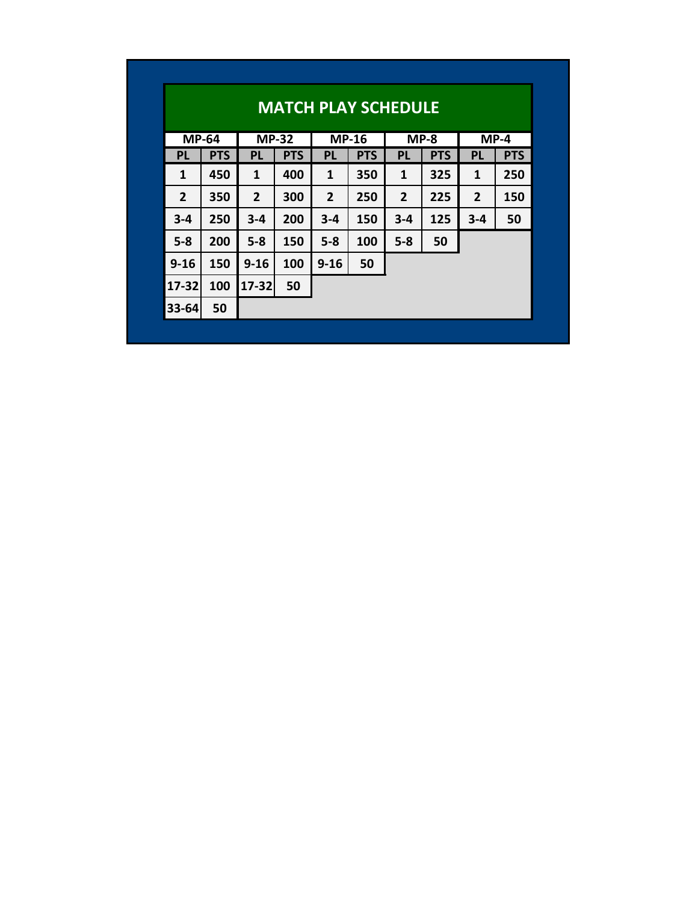## MATCH PLAY SCHEDULE

| MP-64 | | MP-32 | | MP-16 | | MP-8 | | MP-4 | |
|---|---|---|---|---|---|---|---|---|---|
| PL | PTS | PL | PTS | PL | PTS | PL | PTS | PL | PTS |
| 1 | 450 | 1 | 400 | 1 | 350 | 1 | 325 | 1 | 250 |
| 2 | 350 | 2 | 300 | 2 | 250 | 2 | 225 | 2 | 150 |
| 3-4 | 250 | 3-4 | 200 | 3-4 | 150 | 3-4 | 125 | 3-4 | 50 |
| 5-8 | 200 | 5-8 | 150 | 5-8 | 100 | 5-8 | 50 | | |
| 9-16 | 150 | 9-16 | 100 | 9-16 | 50 | | | | |
| 17-32 | 100 | 17-32 | 50 | | | | | | |
| 33-64 | 50 | | | | | | | | |